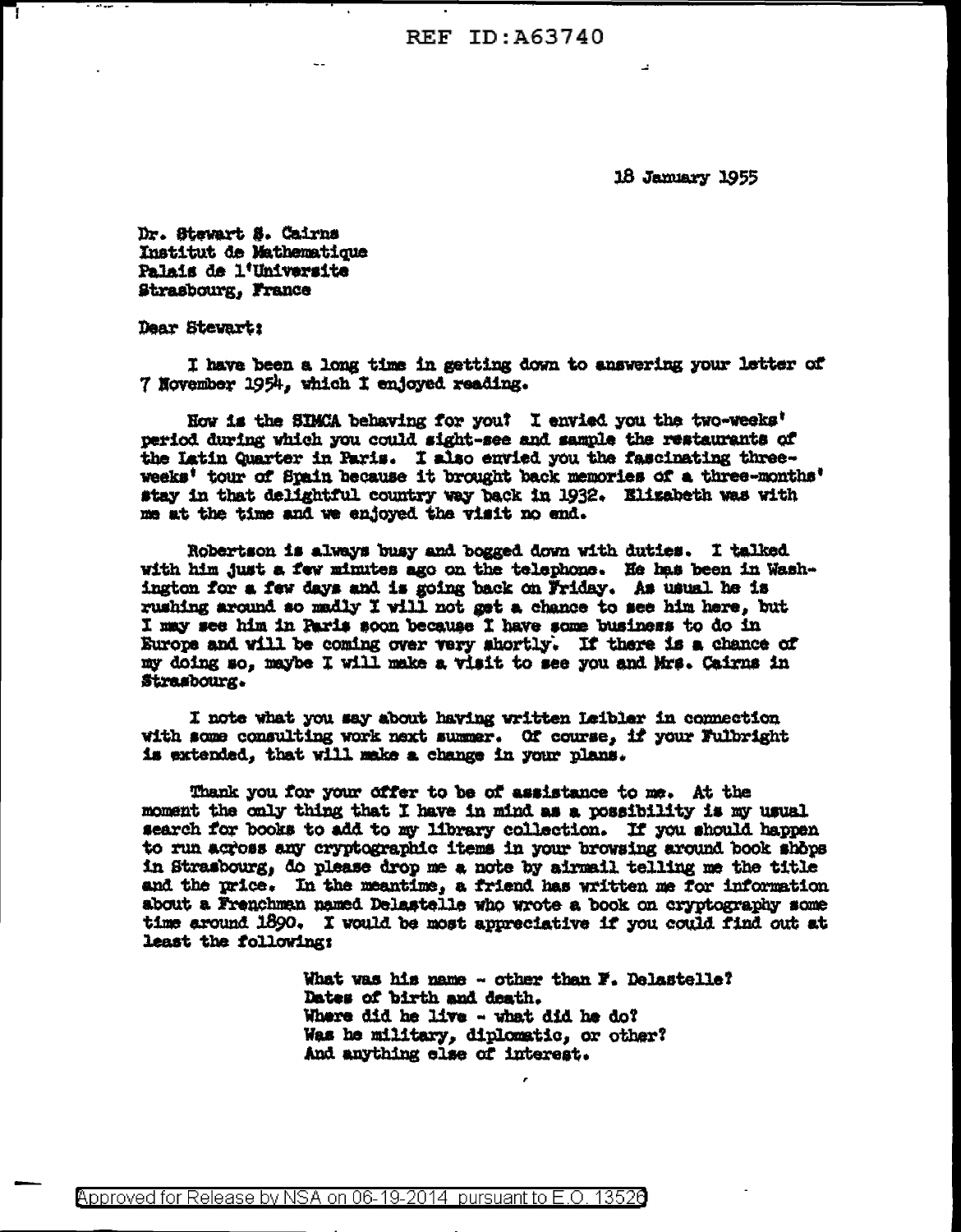18 January 1955

Dr. Stewart S. Cairns
Institut de Mathematique
Palais de l'Universite
Strasbourg, France

Dear Stewart:

I have been a long time in getting down to answering your letter of 7 November 1954, which I enjoyed reading.

How is the SIMCA behaving for you? I envied you the two-weeks' period during which you could sight-see and sample the restaurants of the Latin Quarter in Paris. I also envied you the fascinating three-weeks' tour of Spain because it brought back memories of a three-months' stay in that delightful country way back in 1932. Elizabeth was with me at the time and we enjoyed the visit no end.

Robertson is always busy and bogged down with duties. I talked with him just a few minutes ago on the telephone. He has been in Washington for a few days and is going back on Friday. As usual he is rushing around so madly I will not get a chance to see him here, but I may see him in Paris soon because I have some business to do in Europe and will be coming over very shortly. If there is a chance of my doing so, maybe I will make a visit to see you and Mrs. Cairns in Strasbourg.

I note what you say about having written Leibler in connection with some consulting work next summer. Of course, if your Fulbright is extended, that will make a change in your plans.

Thank you for your offer to be of assistance to me. At the moment the only thing that I have in mind as a possibility is my usual search for books to add to my library collection. If you should happen to run across any cryptographic items in your browsing around book shops in Strasbourg, do please drop me a note by airmail telling me the title and the price. In the meantime, a friend has written me for information about a Frenchman named Delastelle who wrote a book on cryptography some time around 1890. I would be most appreciative if you could find out at least the following:

> What was his name - other than F. Delastelle?
> Dates of birth and death.
> Where did he live - what did he do?
> Was he military, diplomatic, or other?
> And anything else of interest.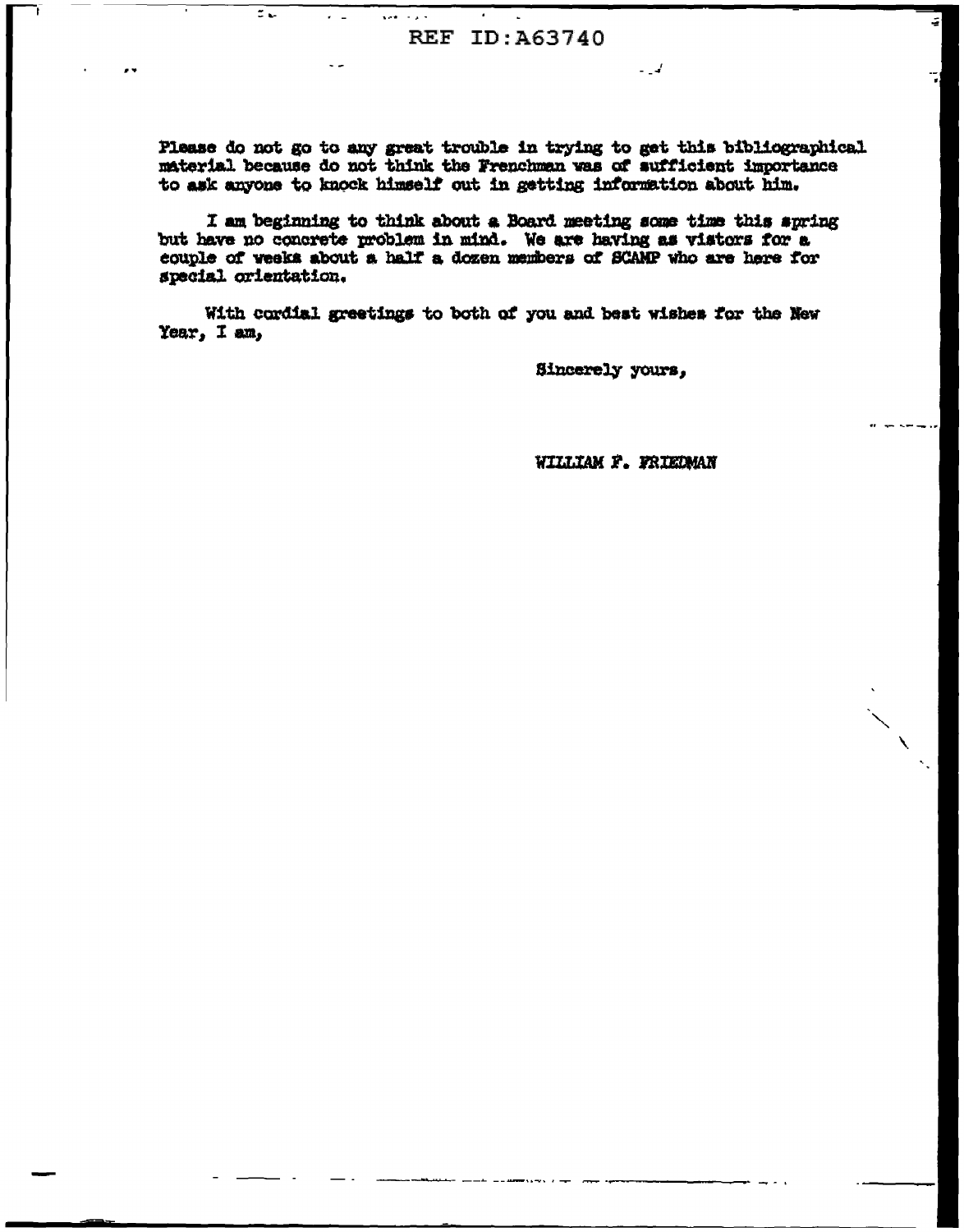Please do not go to any great trouble in trying to get this bibliographical material because do not think the Frenchman was of sufficient importance to ask anyone to knock himself out in getting information about him.

I am beginning to think about a Board meeting some time this spring but have no concrete problem in mind. We are having as vistors for a couple of weeks about a half a dozen members of SCAMP who are here for special orientation.

With cordial greetings to both of you and best wishes for the New Year, I am,

Sincerely yours,

WILLIAM F. FRIEDMAN